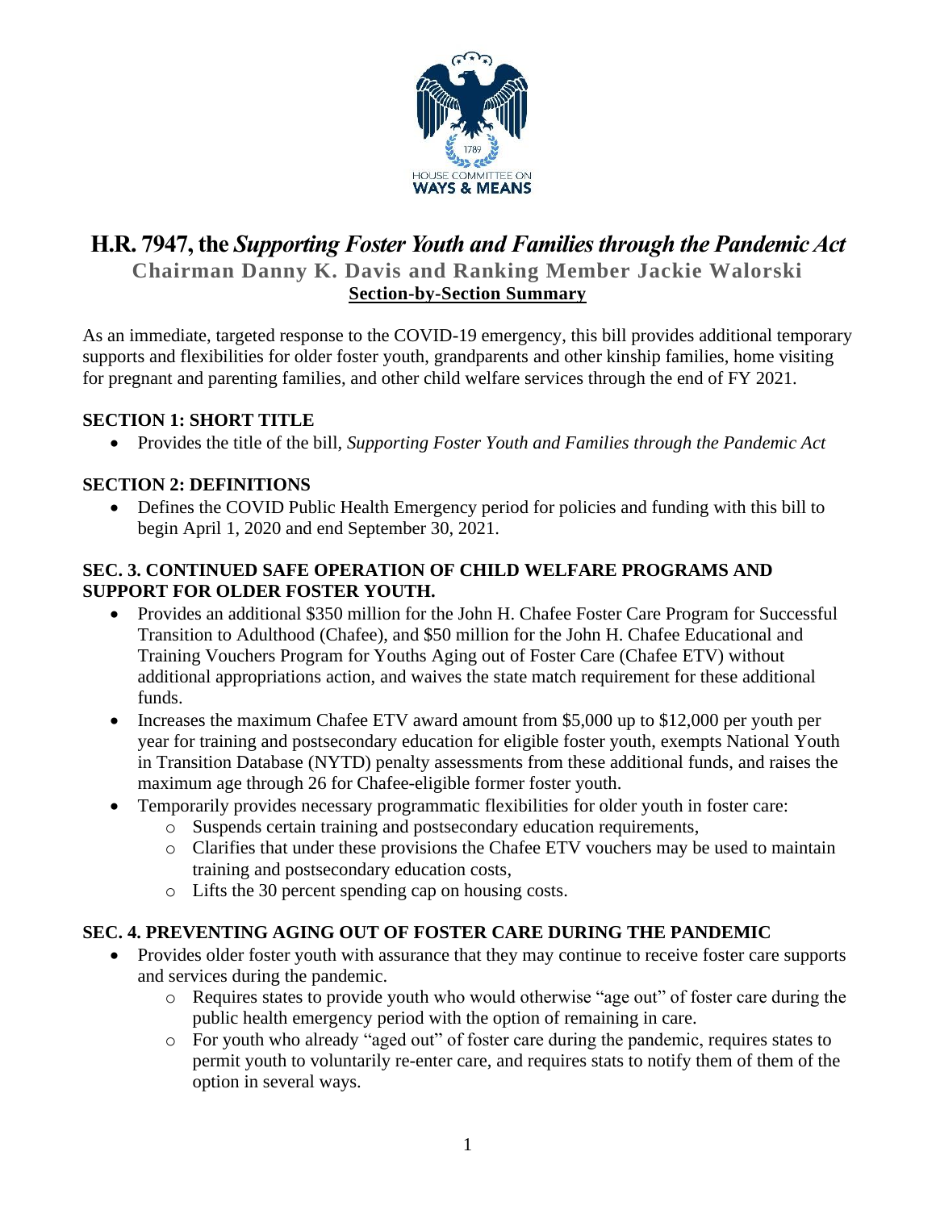# H.R. 7947, the *Supporting Foster Youth and Families through the Pandemic Act*

## Chairman Danny K. Davis and Ranking Member Jackie Walorski

**Section-by-Section Summary**

As an immediate, targeted response to the COVID-19 emergency, this bill provides additional temporary supports and flexibilities for older foster youth, grandparents and other kinship families, home visiting for pregnant and parenting families, and other child welfare services through the end of FY 2021.

### SECTION 1: SHORT TITLE

- Provides the title of the bill, *Supporting Foster Youth and Families through the Pandemic Act*

### SECTION 2: DEFINITIONS

- Defines the COVID Public Health Emergency period for policies and funding with this bill to begin April 1, 2020 and end September 30, 2021.

### SEC. 3. CONTINUED SAFE OPERATION OF CHILD WELFARE PROGRAMS AND SUPPORT FOR OLDER FOSTER YOUTH.

- Provides an additional $350 million for the John H. Chafee Foster Care Program for Successful Transition to Adulthood (Chafee), and $50 million for the John H. Chafee Educational and Training Vouchers Program for Youths Aging out of Foster Care (Chafee ETV) without additional appropriations action, and waives the state match requirement for these additional funds.
- Increases the maximum Chafee ETV award amount from $5,000 up to $12,000 per youth per year for training and postsecondary education for eligible foster youth, exempts National Youth in Transition Database (NYTD) penalty assessments from these additional funds, and raises the maximum age through 26 for Chafee-eligible former foster youth.
- Temporarily provides necessary programmatic flexibilities for older youth in foster care:
  - Suspends certain training and postsecondary education requirements,
  - Clarifies that under these provisions the Chafee ETV vouchers may be used to maintain training and postsecondary education costs,
  - Lifts the 30 percent spending cap on housing costs.

### SEC. 4. PREVENTING AGING OUT OF FOSTER CARE DURING THE PANDEMIC

- Provides older foster youth with assurance that they may continue to receive foster care supports and services during the pandemic.
  - Requires states to provide youth who would otherwise "age out" of foster care during the public health emergency period with the option of remaining in care.
  - For youth who already "aged out" of foster care during the pandemic, requires states to permit youth to voluntarily re-enter care, and requires stats to notify them of them of the option in several ways.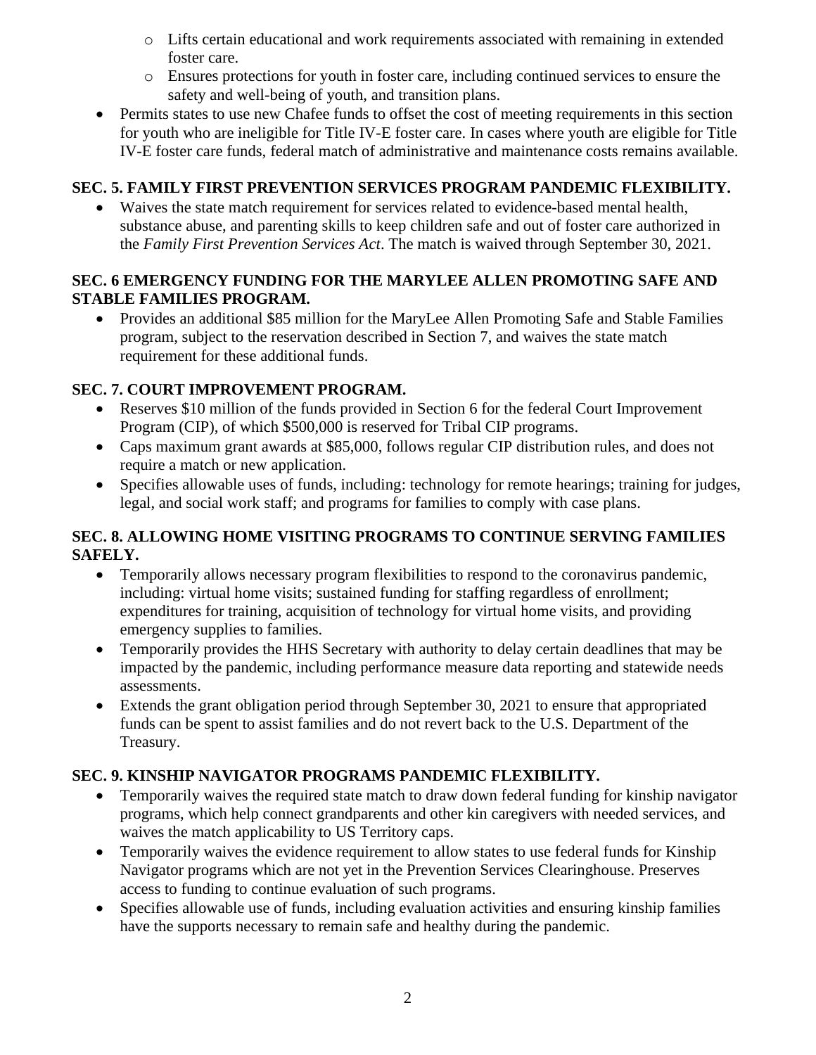- Lifts certain educational and work requirements associated with remaining in extended foster care.
  - Ensures protections for youth in foster care, including continued services to ensure the safety and well-being of youth, and transition plans.
- Permits states to use new Chafee funds to offset the cost of meeting requirements in this section for youth who are ineligible for Title IV-E foster care. In cases where youth are eligible for Title IV-E foster care funds, federal match of administrative and maintenance costs remains available.

**SEC. 5. FAMILY FIRST PREVENTION SERVICES PROGRAM PANDEMIC FLEXIBILITY.**

- Waives the state match requirement for services related to evidence-based mental health, substance abuse, and parenting skills to keep children safe and out of foster care authorized in the *Family First Prevention Services Act*. The match is waived through September 30, 2021.

**SEC. 6 EMERGENCY FUNDING FOR THE MARYLEE ALLEN PROMOTING SAFE AND STABLE FAMILIES PROGRAM.**

- Provides an additional $85 million for the MaryLee Allen Promoting Safe and Stable Families program, subject to the reservation described in Section 7, and waives the state match requirement for these additional funds.

**SEC. 7. COURT IMPROVEMENT PROGRAM.**

- Reserves $10 million of the funds provided in Section 6 for the federal Court Improvement Program (CIP), of which $500,000 is reserved for Tribal CIP programs.
- Caps maximum grant awards at $85,000, follows regular CIP distribution rules, and does not require a match or new application.
- Specifies allowable uses of funds, including: technology for remote hearings; training for judges, legal, and social work staff; and programs for families to comply with case plans.

**SEC. 8. ALLOWING HOME VISITING PROGRAMS TO CONTINUE SERVING FAMILIES SAFELY.**

- Temporarily allows necessary program flexibilities to respond to the coronavirus pandemic, including: virtual home visits; sustained funding for staffing regardless of enrollment; expenditures for training, acquisition of technology for virtual home visits, and providing emergency supplies to families.
- Temporarily provides the HHS Secretary with authority to delay certain deadlines that may be impacted by the pandemic, including performance measure data reporting and statewide needs assessments.
- Extends the grant obligation period through September 30, 2021 to ensure that appropriated funds can be spent to assist families and do not revert back to the U.S. Department of the Treasury.

**SEC. 9. KINSHIP NAVIGATOR PROGRAMS PANDEMIC FLEXIBILITY.**

- Temporarily waives the required state match to draw down federal funding for kinship navigator programs, which help connect grandparents and other kin caregivers with needed services, and waives the match applicability to US Territory caps.
- Temporarily waives the evidence requirement to allow states to use federal funds for Kinship Navigator programs which are not yet in the Prevention Services Clearinghouse. Preserves access to funding to continue evaluation of such programs.
- Specifies allowable use of funds, including evaluation activities and ensuring kinship families have the supports necessary to remain safe and healthy during the pandemic.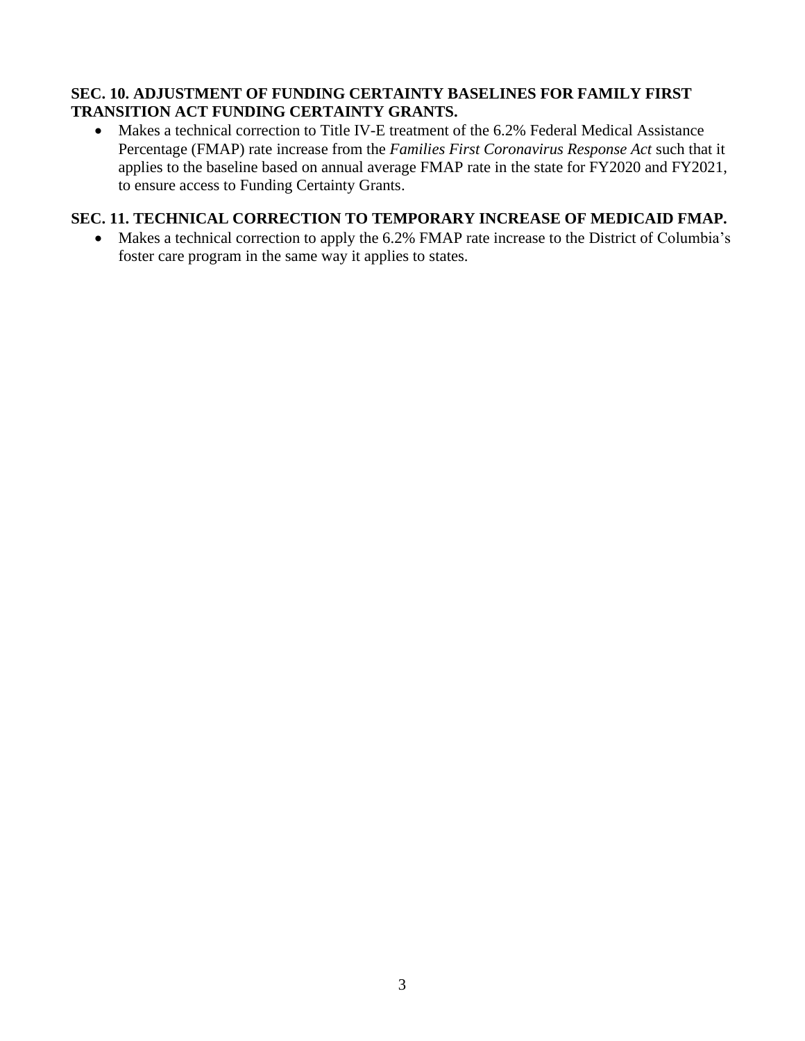**SEC. 10. ADJUSTMENT OF FUNDING CERTAINTY BASELINES FOR FAMILY FIRST TRANSITION ACT FUNDING CERTAINTY GRANTS.**

- Makes a technical correction to Title IV-E treatment of the 6.2% Federal Medical Assistance Percentage (FMAP) rate increase from the *Families First Coronavirus Response Act* such that it applies to the baseline based on annual average FMAP rate in the state for FY2020 and FY2021, to ensure access to Funding Certainty Grants.

**SEC. 11. TECHNICAL CORRECTION TO TEMPORARY INCREASE OF MEDICAID FMAP.**

- Makes a technical correction to apply the 6.2% FMAP rate increase to the District of Columbia's foster care program in the same way it applies to states.